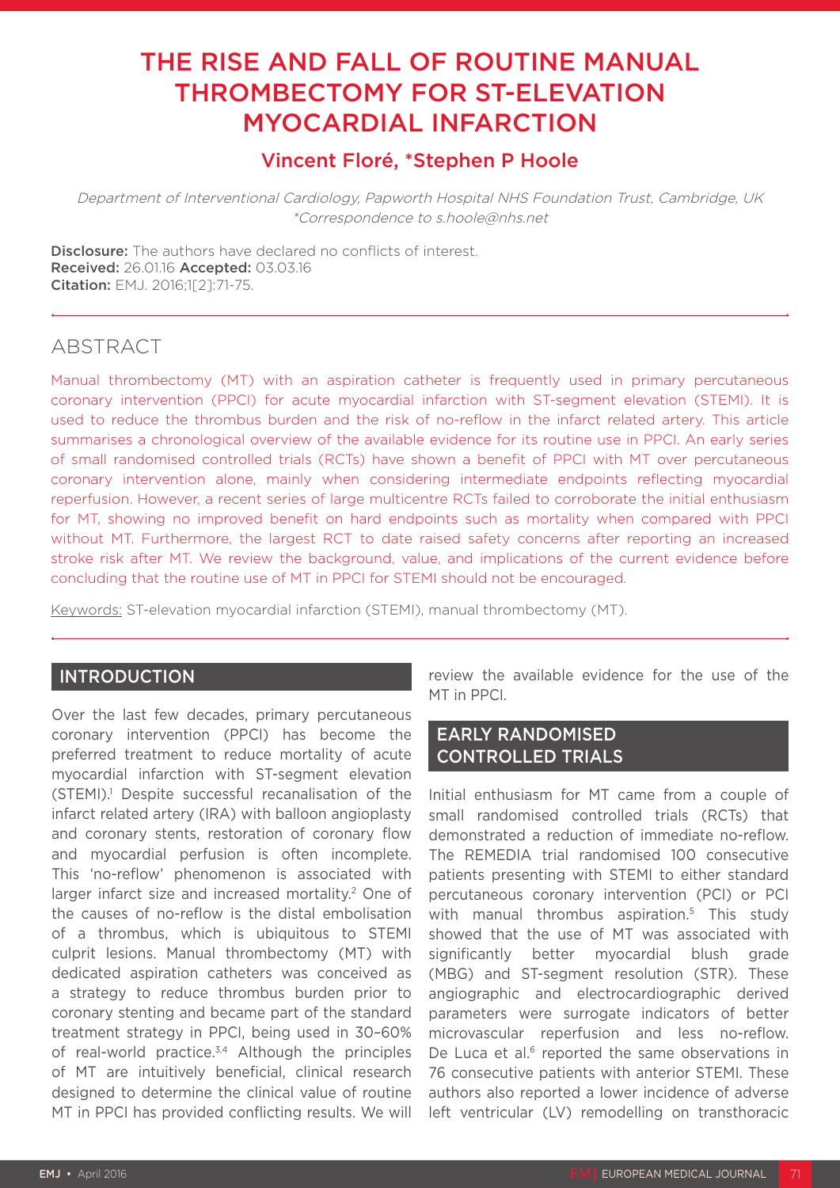# THE RISE AND FALL OF ROUTINE MANUAL THROMBECTOMY FOR ST-ELEVATION MYOCARDIAL INFARCTION

## Vincent Floré, *Stephen P Hoole

*Department of Interventional Cardiology, Papworth Hospital NHS Foundation Trust, Cambridge, UK*
*\*Correspondence to s.hoole@nhs.net*

**Disclosure:** The authors have declared no conflicts of interest.
**Received:** 26.01.16 **Accepted:** 03.03.16
**Citation:** EMJ. 2016;1[2]:71-75.

## ABSTRACT

Manual thrombectomy (MT) with an aspiration catheter is frequently used in primary percutaneous coronary intervention (PPCI) for acute myocardial infarction with ST-segment elevation (STEMI). It is used to reduce the thrombus burden and the risk of no-reflow in the infarct related artery. This article summarises a chronological overview of the available evidence for its routine use in PPCI. An early series of small randomised controlled trials (RCTs) have shown a benefit of PPCI with MT over percutaneous coronary intervention alone, mainly when considering intermediate endpoints reflecting myocardial reperfusion. However, a recent series of large multicentre RCTs failed to corroborate the initial enthusiasm for MT, showing no improved benefit on hard endpoints such as mortality when compared with PPCI without MT. Furthermore, the largest RCT to date raised safety concerns after reporting an increased stroke risk after MT. We review the background, value, and implications of the current evidence before concluding that the routine use of MT in PPCI for STEMI should not be encouraged.

Keywords: ST-elevation myocardial infarction (STEMI), manual thrombectomy (MT).

## INTRODUCTION

Over the last few decades, primary percutaneous coronary intervention (PPCI) has become the preferred treatment to reduce mortality of acute myocardial infarction with ST-segment elevation (STEMI).[1] Despite successful recanalisation of the infarct related artery (IRA) with balloon angioplasty and coronary stents, restoration of coronary flow and myocardial perfusion is often incomplete. This 'no-reflow' phenomenon is associated with larger infarct size and increased mortality.[2] One of the causes of no-reflow is the distal embolisation of a thrombus, which is ubiquitous to STEMI culprit lesions. Manual thrombectomy (MT) with dedicated aspiration catheters was conceived as a strategy to reduce thrombus burden prior to coronary stenting and became part of the standard treatment strategy in PPCI, being used in 30–60% of real-world practice.[3,4] Although the principles of MT are intuitively beneficial, clinical research designed to determine the clinical value of routine MT in PPCI has provided conflicting results. We will review the available evidence for the use of the MT in PPCI.

## EARLY RANDOMISED CONTROLLED TRIALS

Initial enthusiasm for MT came from a couple of small randomised controlled trials (RCTs) that demonstrated a reduction of immediate no-reflow. The REMEDIA trial randomised 100 consecutive patients presenting with STEMI to either standard percutaneous coronary intervention (PCI) or PCI with manual thrombus aspiration.[5] This study showed that the use of MT was associated with significantly better myocardial blush grade (MBG) and ST-segment resolution (STR). These angiographic and electrocardiographic derived parameters were surrogate indicators of better microvascular reperfusion and less no-reflow. De Luca et al.[6] reported the same observations in 76 consecutive patients with anterior STEMI. These authors also reported a lower incidence of adverse left ventricular (LV) remodelling on transthoracic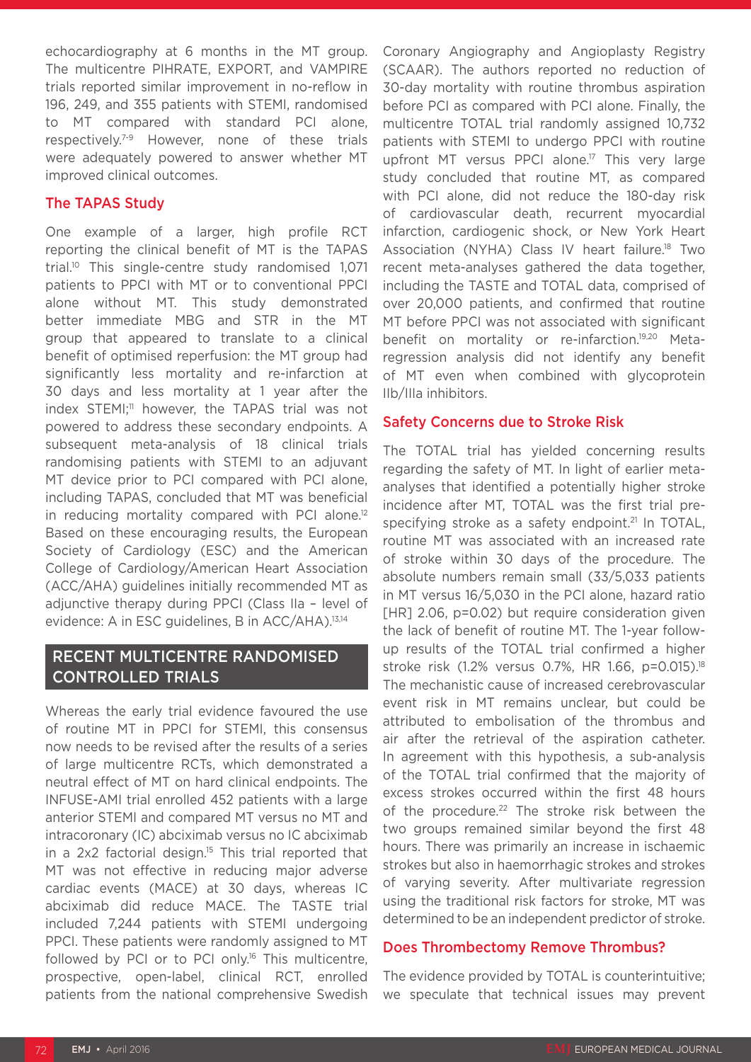echocardiography at 6 months in the MT group. The multicentre PIHRATE, EXPORT, and VAMPIRE trials reported similar improvement in no-reflow in 196, 249, and 355 patients with STEMI, randomised to MT compared with standard PCI alone, respectively.[7-9] However, none of these trials were adequately powered to answer whether MT improved clinical outcomes.

### The TAPAS Study

One example of a larger, high profile RCT reporting the clinical benefit of MT is the TAPAS trial.[10] This single-centre study randomised 1,071 patients to PPCI with MT or to conventional PPCI alone without MT. This study demonstrated better immediate MBG and STR in the MT group that appeared to translate to a clinical benefit of optimised reperfusion: the MT group had significantly less mortality and re-infarction at 30 days and less mortality at 1 year after the index STEMI;[11] however, the TAPAS trial was not powered to address these secondary endpoints. A subsequent meta-analysis of 18 clinical trials randomising patients with STEMI to an adjuvant MT device prior to PCI compared with PCI alone, including TAPAS, concluded that MT was beneficial in reducing mortality compared with PCI alone.[12] Based on these encouraging results, the European Society of Cardiology (ESC) and the American College of Cardiology/American Heart Association (ACC/AHA) guidelines initially recommended MT as adjunctive therapy during PPCI (Class IIa – level of evidence: A in ESC guidelines, B in ACC/AHA).[13,14]

## RECENT MULTICENTRE RANDOMISED CONTROLLED TRIALS

Whereas the early trial evidence favoured the use of routine MT in PPCI for STEMI, this consensus now needs to be revised after the results of a series of large multicentre RCTs, which demonstrated a neutral effect of MT on hard clinical endpoints. The INFUSE-AMI trial enrolled 452 patients with a large anterior STEMI and compared MT versus no MT and intracoronary (IC) abciximab versus no IC abciximab in a 2x2 factorial design.[15] This trial reported that MT was not effective in reducing major adverse cardiac events (MACE) at 30 days, whereas IC abciximab did reduce MACE. The TASTE trial included 7,244 patients with STEMI undergoing PPCI. These patients were randomly assigned to MT followed by PCI or to PCI only.[16] This multicentre, prospective, open-label, clinical RCT, enrolled patients from the national comprehensive Swedish Coronary Angiography and Angioplasty Registry (SCAAR). The authors reported no reduction of 30-day mortality with routine thrombus aspiration before PCI as compared with PCI alone. Finally, the multicentre TOTAL trial randomly assigned 10,732 patients with STEMI to undergo PPCI with routine upfront MT versus PPCI alone.[17] This very large study concluded that routine MT, as compared with PCI alone, did not reduce the 180-day risk of cardiovascular death, recurrent myocardial infarction, cardiogenic shock, or New York Heart Association (NYHA) Class IV heart failure.[18] Two recent meta-analyses gathered the data together, including the TASTE and TOTAL data, comprised of over 20,000 patients, and confirmed that routine MT before PPCI was not associated with significant benefit on mortality or re-infarction.[19,20] Meta-regression analysis did not identify any benefit of MT even when combined with glycoprotein IIb/IIIa inhibitors.

### Safety Concerns due to Stroke Risk

The TOTAL trial has yielded concerning results regarding the safety of MT. In light of earlier meta-analyses that identified a potentially higher stroke incidence after MT, TOTAL was the first trial pre-specifying stroke as a safety endpoint.[21] In TOTAL, routine MT was associated with an increased rate of stroke within 30 days of the procedure. The absolute numbers remain small (33/5,033 patients in MT versus 16/5,030 in the PCI alone, hazard ratio [HR] 2.06, p=0.02) but require consideration given the lack of benefit of routine MT. The 1-year follow-up results of the TOTAL trial confirmed a higher stroke risk (1.2% versus 0.7%, HR 1.66, p=0.015).[18] The mechanistic cause of increased cerebrovascular event risk in MT remains unclear, but could be attributed to embolisation of the thrombus and air after the retrieval of the aspiration catheter. In agreement with this hypothesis, a sub-analysis of the TOTAL trial confirmed that the majority of excess strokes occurred within the first 48 hours of the procedure.[22] The stroke risk between the two groups remained similar beyond the first 48 hours. There was primarily an increase in ischaemic strokes but also in haemorrhagic strokes and strokes of varying severity. After multivariate regression using the traditional risk factors for stroke, MT was determined to be an independent predictor of stroke.

### Does Thrombectomy Remove Thrombus?

The evidence provided by TOTAL is counterintuitive; we speculate that technical issues may prevent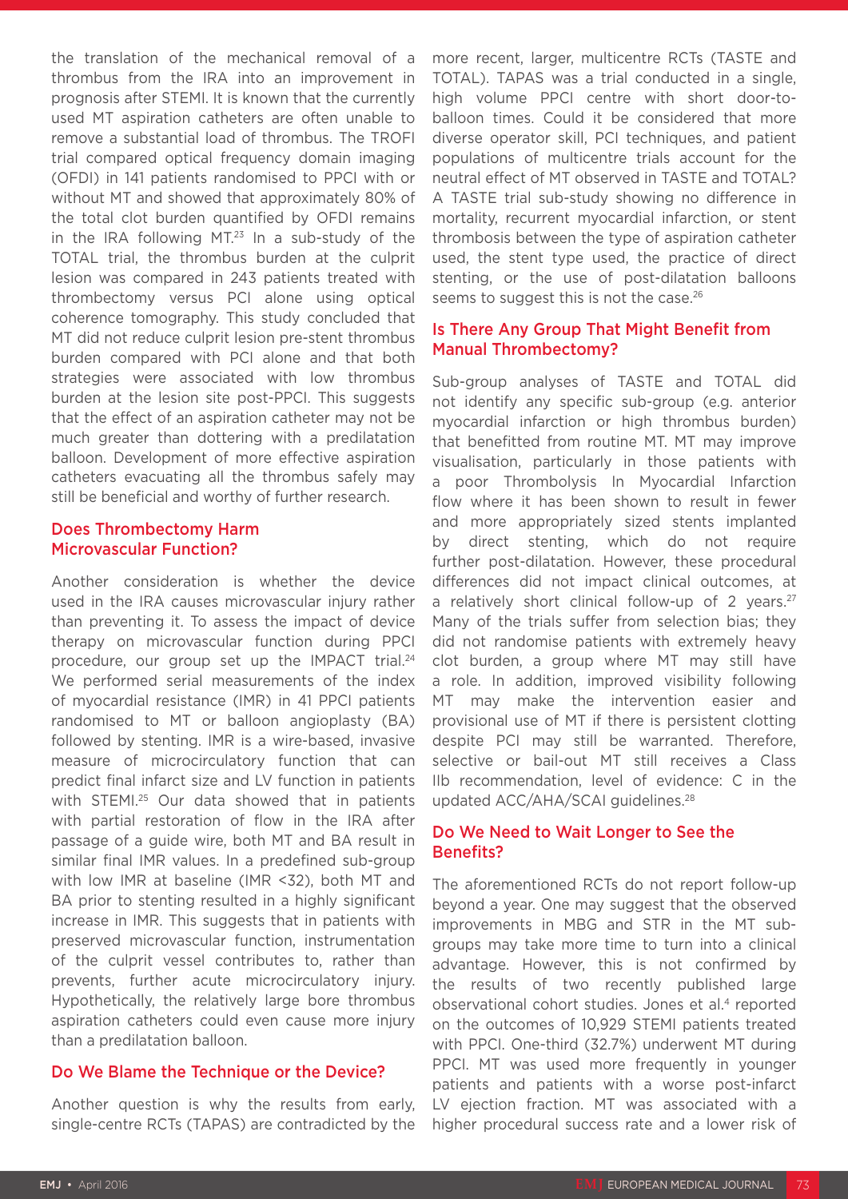the translation of the mechanical removal of a thrombus from the IRA into an improvement in prognosis after STEMI. It is known that the currently used MT aspiration catheters are often unable to remove a substantial load of thrombus. The TROFI trial compared optical frequency domain imaging (OFDI) in 141 patients randomised to PPCI with or without MT and showed that approximately 80% of the total clot burden quantified by OFDI remains in the IRA following MT.[23] In a sub-study of the TOTAL trial, the thrombus burden at the culprit lesion was compared in 243 patients treated with thrombectomy versus PCI alone using optical coherence tomography. This study concluded that MT did not reduce culprit lesion pre-stent thrombus burden compared with PCI alone and that both strategies were associated with low thrombus burden at the lesion site post-PPCI. This suggests that the effect of an aspiration catheter may not be much greater than dottering with a predilatation balloon. Development of more effective aspiration catheters evacuating all the thrombus safely may still be beneficial and worthy of further research.

## Does Thrombectomy Harm Microvascular Function?

Another consideration is whether the device used in the IRA causes microvascular injury rather than preventing it. To assess the impact of device therapy on microvascular function during PPCI procedure, our group set up the IMPACT trial.[24] We performed serial measurements of the index of myocardial resistance (IMR) in 41 PPCI patients randomised to MT or balloon angioplasty (BA) followed by stenting. IMR is a wire-based, invasive measure of microcirculatory function that can predict final infarct size and LV function in patients with STEMI.[25] Our data showed that in patients with partial restoration of flow in the IRA after passage of a guide wire, both MT and BA result in similar final IMR values. In a predefined sub-group with low IMR at baseline (IMR <32), both MT and BA prior to stenting resulted in a highly significant increase in IMR. This suggests that in patients with preserved microvascular function, instrumentation of the culprit vessel contributes to, rather than prevents, further acute microcirculatory injury. Hypothetically, the relatively large bore thrombus aspiration catheters could even cause more injury than a predilatation balloon.

## Do We Blame the Technique or the Device?

Another question is why the results from early, single-centre RCTs (TAPAS) are contradicted by the more recent, larger, multicentre RCTs (TASTE and TOTAL). TAPAS was a trial conducted in a single, high volume PPCI centre with short door-to-balloon times. Could it be considered that more diverse operator skill, PCI techniques, and patient populations of multicentre trials account for the neutral effect of MT observed in TASTE and TOTAL? A TASTE trial sub-study showing no difference in mortality, recurrent myocardial infarction, or stent thrombosis between the type of aspiration catheter used, the stent type used, the practice of direct stenting, or the use of post-dilatation balloons seems to suggest this is not the case.[26]

## Is There Any Group That Might Benefit from Manual Thrombectomy?

Sub-group analyses of TASTE and TOTAL did not identify any specific sub-group (e.g. anterior myocardial infarction or high thrombus burden) that benefitted from routine MT. MT may improve visualisation, particularly in those patients with a poor Thrombolysis In Myocardial Infarction flow where it has been shown to result in fewer and more appropriately sized stents implanted by direct stenting, which do not require further post-dilatation. However, these procedural differences did not impact clinical outcomes, at a relatively short clinical follow-up of 2 years.[27] Many of the trials suffer from selection bias; they did not randomise patients with extremely heavy clot burden, a group where MT may still have a role. In addition, improved visibility following MT may make the intervention easier and provisional use of MT if there is persistent clotting despite PCI may still be warranted. Therefore, selective or bail-out MT still receives a Class IIb recommendation, level of evidence: C in the updated ACC/AHA/SCAI guidelines.[28]

## Do We Need to Wait Longer to See the Benefits?

The aforementioned RCTs do not report follow-up beyond a year. One may suggest that the observed improvements in MBG and STR in the MT sub-groups may take more time to turn into a clinical advantage. However, this is not confirmed by the results of two recently published large observational cohort studies. Jones et al.[4] reported on the outcomes of 10,929 STEMI patients treated with PPCI. One-third (32.7%) underwent MT during PPCI. MT was used more frequently in younger patients and patients with a worse post-infarct LV ejection fraction. MT was associated with a higher procedural success rate and a lower risk of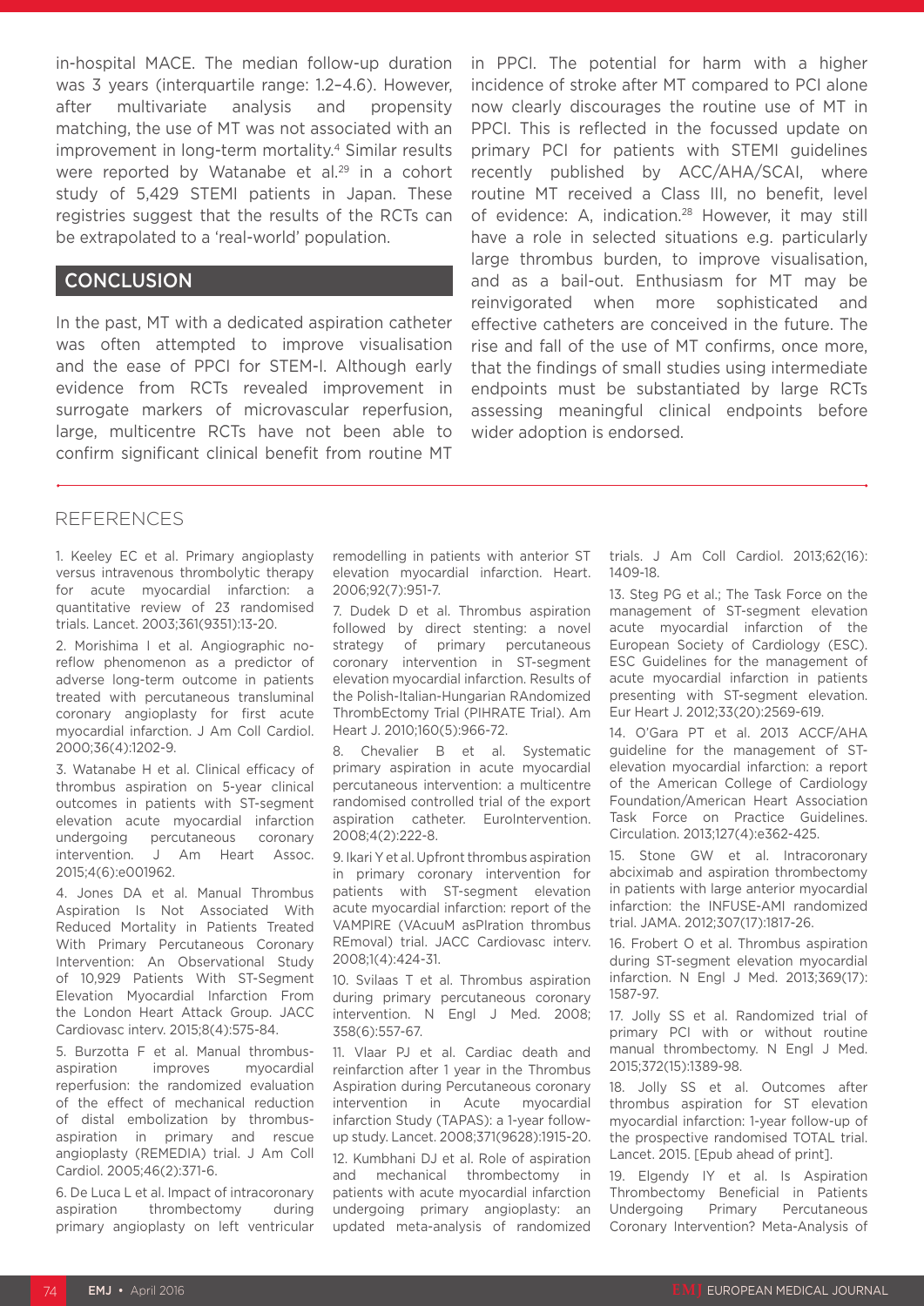in-hospital MACE. The median follow-up duration was 3 years (interquartile range: 1.2–4.6). However, after multivariate analysis and propensity matching, the use of MT was not associated with an improvement in long-term mortality.[4] Similar results were reported by Watanabe et al.[29] in a cohort study of 5,429 STEMI patients in Japan. These registries suggest that the results of the RCTs can be extrapolated to a 'real-world' population.

## CONCLUSION

In the past, MT with a dedicated aspiration catheter was often attempted to improve visualisation and the ease of PPCI for STEM-I. Although early evidence from RCTs revealed improvement in surrogate markers of microvascular reperfusion, large, multicentre RCTs have not been able to confirm significant clinical benefit from routine MT in PPCI. The potential for harm with a higher incidence of stroke after MT compared to PCI alone now clearly discourages the routine use of MT in PPCI. This is reflected in the focussed update on primary PCI for patients with STEMI guidelines recently published by ACC/AHA/SCAI, where routine MT received a Class III, no benefit, level of evidence: A, indication.[28] However, it may still have a role in selected situations e.g. particularly large thrombus burden, to improve visualisation, and as a bail-out. Enthusiasm for MT may be reinvigorated when more sophisticated and effective catheters are conceived in the future. The rise and fall of the use of MT confirms, once more, that the findings of small studies using intermediate endpoints must be substantiated by large RCTs assessing meaningful clinical endpoints before wider adoption is endorsed.

## REFERENCES

1. Keeley EC et al. Primary angioplasty versus intravenous thrombolytic therapy for acute myocardial infarction: a quantitative review of 23 randomised trials. Lancet. 2003;361(9351):13-20.

2. Morishima I et al. Angiographic no-reflow phenomenon as a predictor of adverse long-term outcome in patients treated with percutaneous transluminal coronary angioplasty for first acute myocardial infarction. J Am Coll Cardiol. 2000;36(4):1202-9.

3. Watanabe H et al. Clinical efficacy of thrombus aspiration on 5-year clinical outcomes in patients with ST-segment elevation acute myocardial infarction undergoing percutaneous coronary intervention. J Am Heart Assoc. 2015;4(6):e001962.

4. Jones DA et al. Manual Thrombus Aspiration Is Not Associated With Reduced Mortality in Patients Treated With Primary Percutaneous Coronary Intervention: An Observational Study of 10,929 Patients With ST-Segment Elevation Myocardial Infarction From the London Heart Attack Group. JACC Cardiovasc interv. 2015;8(4):575-84.

5. Burzotta F et al. Manual thrombus-aspiration improves myocardial reperfusion: the randomized evaluation of the effect of mechanical reduction of distal embolization by thrombus-aspiration in primary and rescue angioplasty (REMEDIA) trial. J Am Coll Cardiol. 2005;46(2):371-6.

6. De Luca L et al. Impact of intracoronary aspiration thrombectomy during primary angioplasty on left ventricular remodelling in patients with anterior ST elevation myocardial infarction. Heart. 2006;92(7):951-7.

7. Dudek D et al. Thrombus aspiration followed by direct stenting: a novel strategy of primary percutaneous coronary intervention in ST-segment elevation myocardial infarction. Results of the Polish-Italian-Hungarian RAndomized ThrombEctomy Trial (PIHRATE Trial). Am Heart J. 2010;160(5):966-72.

8. Chevalier B et al. Systematic primary aspiration in acute myocardial percutaneous intervention: a multicentre randomised controlled trial of the export aspiration catheter. EuroIntervention. 2008;4(2):222-8.

9. Ikari Y et al. Upfront thrombus aspiration in primary coronary intervention for patients with ST-segment elevation acute myocardial infarction: report of the VAMPIRE (VAcuuM asPIration thrombus REmoval) trial. JACC Cardiovasc interv. 2008;1(4):424-31.

10. Svilaas T et al. Thrombus aspiration during primary percutaneous coronary intervention. N Engl J Med. 2008; 358(6):557-67.

11. Vlaar PJ et al. Cardiac death and reinfarction after 1 year in the Thrombus Aspiration during Percutaneous coronary intervention in Acute myocardial infarction Study (TAPAS): a 1-year follow-up study. Lancet. 2008;371(9628):1915-20.

12. Kumbhani DJ et al. Role of aspiration and mechanical thrombectomy in patients with acute myocardial infarction undergoing primary angioplasty: an updated meta-analysis of randomized trials. J Am Coll Cardiol. 2013;62(16): 1409-18.

13. Steg PG et al.; The Task Force on the management of ST-segment elevation acute myocardial infarction of the European Society of Cardiology (ESC). ESC Guidelines for the management of acute myocardial infarction in patients presenting with ST-segment elevation. Eur Heart J. 2012;33(20):2569-619.

14. O'Gara PT et al. 2013 ACCF/AHA guideline for the management of ST-elevation myocardial infarction: a report of the American College of Cardiology Foundation/American Heart Association Task Force on Practice Guidelines. Circulation. 2013;127(4):e362-425.

15. Stone GW et al. Intracoronary abciximab and aspiration thrombectomy in patients with large anterior myocardial infarction: the INFUSE-AMI randomized trial. JAMA. 2012;307(17):1817-26.

16. Frobert O et al. Thrombus aspiration during ST-segment elevation myocardial infarction. N Engl J Med. 2013;369(17): 1587-97.

17. Jolly SS et al. Randomized trial of primary PCI with or without routine manual thrombectomy. N Engl J Med. 2015;372(15):1389-98.

18. Jolly SS et al. Outcomes after thrombus aspiration for ST elevation myocardial infarction: 1-year follow-up of the prospective randomised TOTAL trial. Lancet. 2015. [Epub ahead of print].

19. Elgendy IY et al. Is Aspiration Thrombectomy Beneficial in Patients Undergoing Primary Percutaneous Coronary Intervention? Meta-Analysis of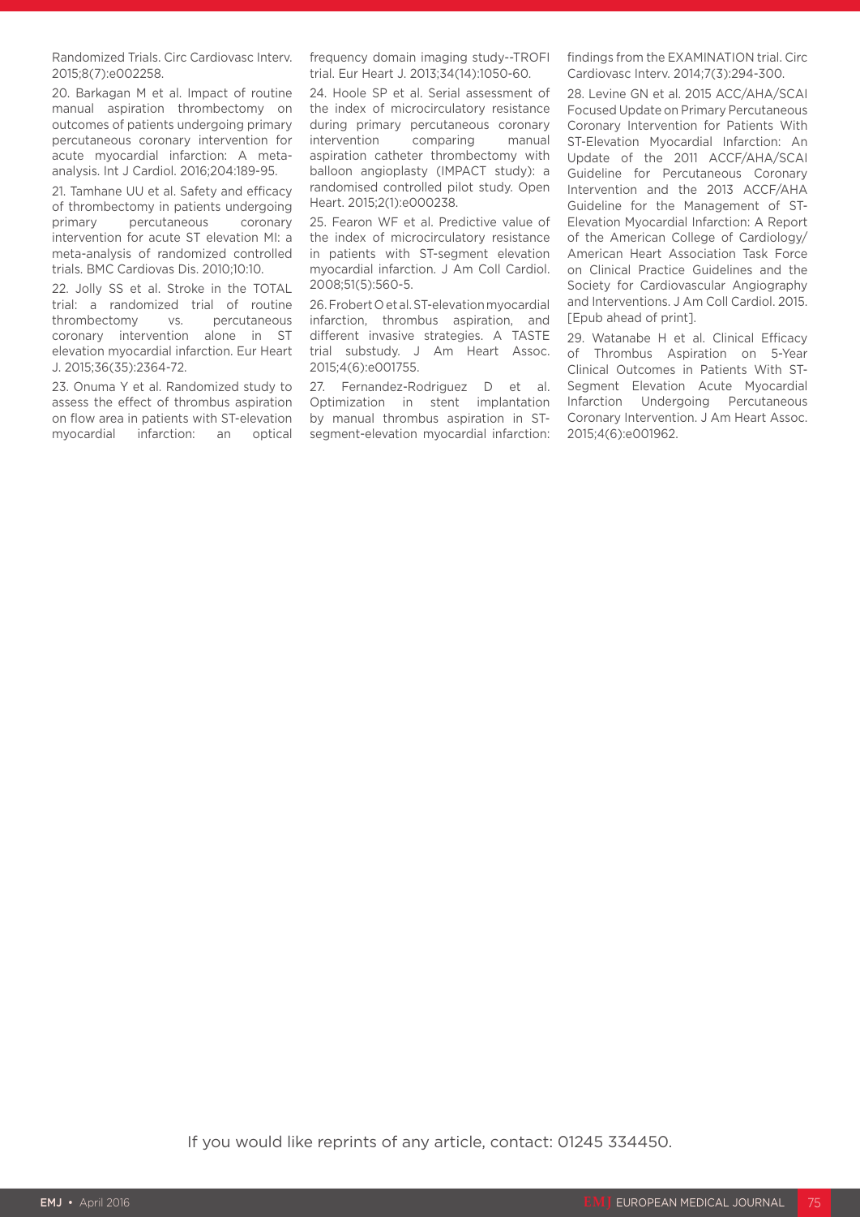Randomized Trials. Circ Cardiovasc Interv. 2015;8(7):e002258.

20. Barkagan M et al. Impact of routine manual aspiration thrombectomy on outcomes of patients undergoing primary percutaneous coronary intervention for acute myocardial infarction: A meta-analysis. Int J Cardiol. 2016;204:189-95.

21. Tamhane UU et al. Safety and efficacy of thrombectomy in patients undergoing primary percutaneous coronary intervention for acute ST elevation MI: a meta-analysis of randomized controlled trials. BMC Cardiovas Dis. 2010;10:10.

22. Jolly SS et al. Stroke in the TOTAL trial: a randomized trial of routine thrombectomy vs. percutaneous coronary intervention alone in ST elevation myocardial infarction. Eur Heart J. 2015;36(35):2364-72.

23. Onuma Y et al. Randomized study to assess the effect of thrombus aspiration on flow area in patients with ST-elevation myocardial infarction: an optical frequency domain imaging study--TROFI trial. Eur Heart J. 2013;34(14):1050-60.

24. Hoole SP et al. Serial assessment of the index of microcirculatory resistance during primary percutaneous coronary intervention comparing manual aspiration catheter thrombectomy with balloon angioplasty (IMPACT study): a randomised controlled pilot study. Open Heart. 2015;2(1):e000238.

25. Fearon WF et al. Predictive value of the index of microcirculatory resistance in patients with ST-segment elevation myocardial infarction. J Am Coll Cardiol. 2008;51(5):560-5.

26. Frobert O et al. ST-elevation myocardial infarction, thrombus aspiration, and different invasive strategies. A TASTE trial substudy. J Am Heart Assoc. 2015;4(6):e001755.

27. Fernandez-Rodriguez D et al. Optimization in stent implantation by manual thrombus aspiration in ST-segment-elevation myocardial infarction: findings from the EXAMINATION trial. Circ Cardiovasc Interv. 2014;7(3):294-300.

28. Levine GN et al. 2015 ACC/AHA/SCAI Focused Update on Primary Percutaneous Coronary Intervention for Patients With ST-Elevation Myocardial Infarction: An Update of the 2011 ACCF/AHA/SCAI Guideline for Percutaneous Coronary Intervention and the 2013 ACCF/AHA Guideline for the Management of ST-Elevation Myocardial Infarction: A Report of the American College of Cardiology/American Heart Association Task Force on Clinical Practice Guidelines and the Society for Cardiovascular Angiography and Interventions. J Am Coll Cardiol. 2015. [Epub ahead of print].

29. Watanabe H et al. Clinical Efficacy of Thrombus Aspiration on 5-Year Clinical Outcomes in Patients With ST-Segment Elevation Acute Myocardial Infarction Undergoing Percutaneous Coronary Intervention. J Am Heart Assoc. 2015;4(6):e001962.

If you would like reprints of any article, contact: 01245 334450.